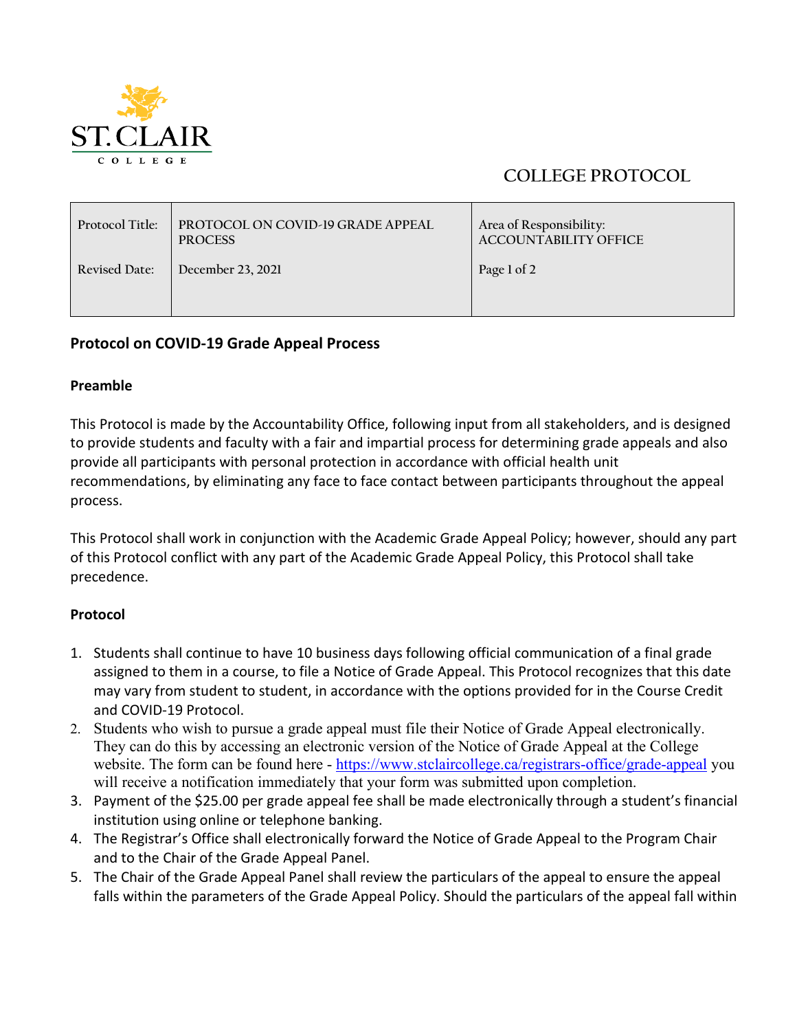# COLLEGE PROTOCOL

| Protocol Title: | PROTOCOL ON COVID-19 GRADE APPEAL PROCESS | Area of Responsibility: ACCOUNTABILITY OFFICE |
|---|---|---|
| Revised Date: | December 23, 2021 | Page 1 of 2 |

## Protocol on COVID-19 Grade Appeal Process

### Preamble

This Protocol is made by the Accountability Office, following input from all stakeholders, and is designed to provide students and faculty with a fair and impartial process for determining grade appeals and also provide all participants with personal protection in accordance with official health unit recommendations, by eliminating any face to face contact between participants throughout the appeal process.

This Protocol shall work in conjunction with the Academic Grade Appeal Policy; however, should any part of this Protocol conflict with any part of the Academic Grade Appeal Policy, this Protocol shall take precedence.

### Protocol

1. Students shall continue to have 10 business days following official communication of a final grade assigned to them in a course, to file a Notice of Grade Appeal. This Protocol recognizes that this date may vary from student to student, in accordance with the options provided for in the Course Credit and COVID-19 Protocol.
2. Students who wish to pursue a grade appeal must file their Notice of Grade Appeal electronically. They can do this by accessing an electronic version of the Notice of Grade Appeal at the College website. The form can be found here - https://www.stclaircollege.ca/registrars-office/grade-appeal you will receive a notification immediately that your form was submitted upon completion.
3. Payment of the $25.00 per grade appeal fee shall be made electronically through a student's financial institution using online or telephone banking.
4. The Registrar's Office shall electronically forward the Notice of Grade Appeal to the Program Chair and to the Chair of the Grade Appeal Panel.
5. The Chair of the Grade Appeal Panel shall review the particulars of the appeal to ensure the appeal falls within the parameters of the Grade Appeal Policy. Should the particulars of the appeal fall within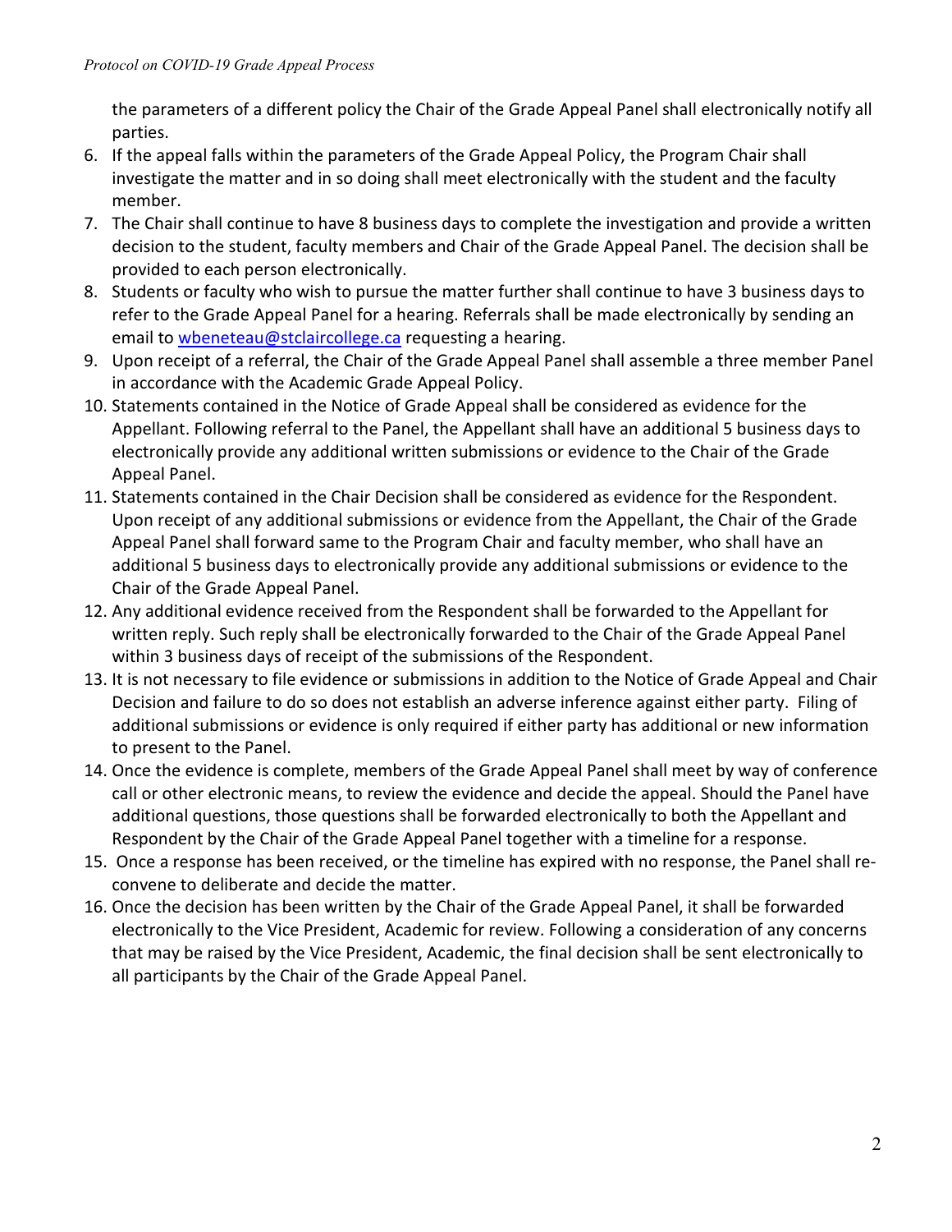the parameters of a different policy the Chair of the Grade Appeal Panel shall electronically notify all parties.

6. If the appeal falls within the parameters of the Grade Appeal Policy, the Program Chair shall investigate the matter and in so doing shall meet electronically with the student and the faculty member.
7. The Chair shall continue to have 8 business days to complete the investigation and provide a written decision to the student, faculty members and Chair of the Grade Appeal Panel. The decision shall be provided to each person electronically.
8. Students or faculty who wish to pursue the matter further shall continue to have 3 business days to refer to the Grade Appeal Panel for a hearing. Referrals shall be made electronically by sending an email to [wbeneteau@stclaircollege.ca](mailto:wbeneteau@stclaircollege.ca) requesting a hearing.
9. Upon receipt of a referral, the Chair of the Grade Appeal Panel shall assemble a three member Panel in accordance with the Academic Grade Appeal Policy.
10. Statements contained in the Notice of Grade Appeal shall be considered as evidence for the Appellant. Following referral to the Panel, the Appellant shall have an additional 5 business days to electronically provide any additional written submissions or evidence to the Chair of the Grade Appeal Panel.
11. Statements contained in the Chair Decision shall be considered as evidence for the Respondent. Upon receipt of any additional submissions or evidence from the Appellant, the Chair of the Grade Appeal Panel shall forward same to the Program Chair and faculty member, who shall have an additional 5 business days to electronically provide any additional submissions or evidence to the Chair of the Grade Appeal Panel.
12. Any additional evidence received from the Respondent shall be forwarded to the Appellant for written reply. Such reply shall be electronically forwarded to the Chair of the Grade Appeal Panel within 3 business days of receipt of the submissions of the Respondent.
13. It is not necessary to file evidence or submissions in addition to the Notice of Grade Appeal and Chair Decision and failure to do so does not establish an adverse inference against either party. Filing of additional submissions or evidence is only required if either party has additional or new information to present to the Panel.
14. Once the evidence is complete, members of the Grade Appeal Panel shall meet by way of conference call or other electronic means, to review the evidence and decide the appeal. Should the Panel have additional questions, those questions shall be forwarded electronically to both the Appellant and Respondent by the Chair of the Grade Appeal Panel together with a timeline for a response.
15. Once a response has been received, or the timeline has expired with no response, the Panel shall re-convene to deliberate and decide the matter.
16. Once the decision has been written by the Chair of the Grade Appeal Panel, it shall be forwarded electronically to the Vice President, Academic for review. Following a consideration of any concerns that may be raised by the Vice President, Academic, the final decision shall be sent electronically to all participants by the Chair of the Grade Appeal Panel.